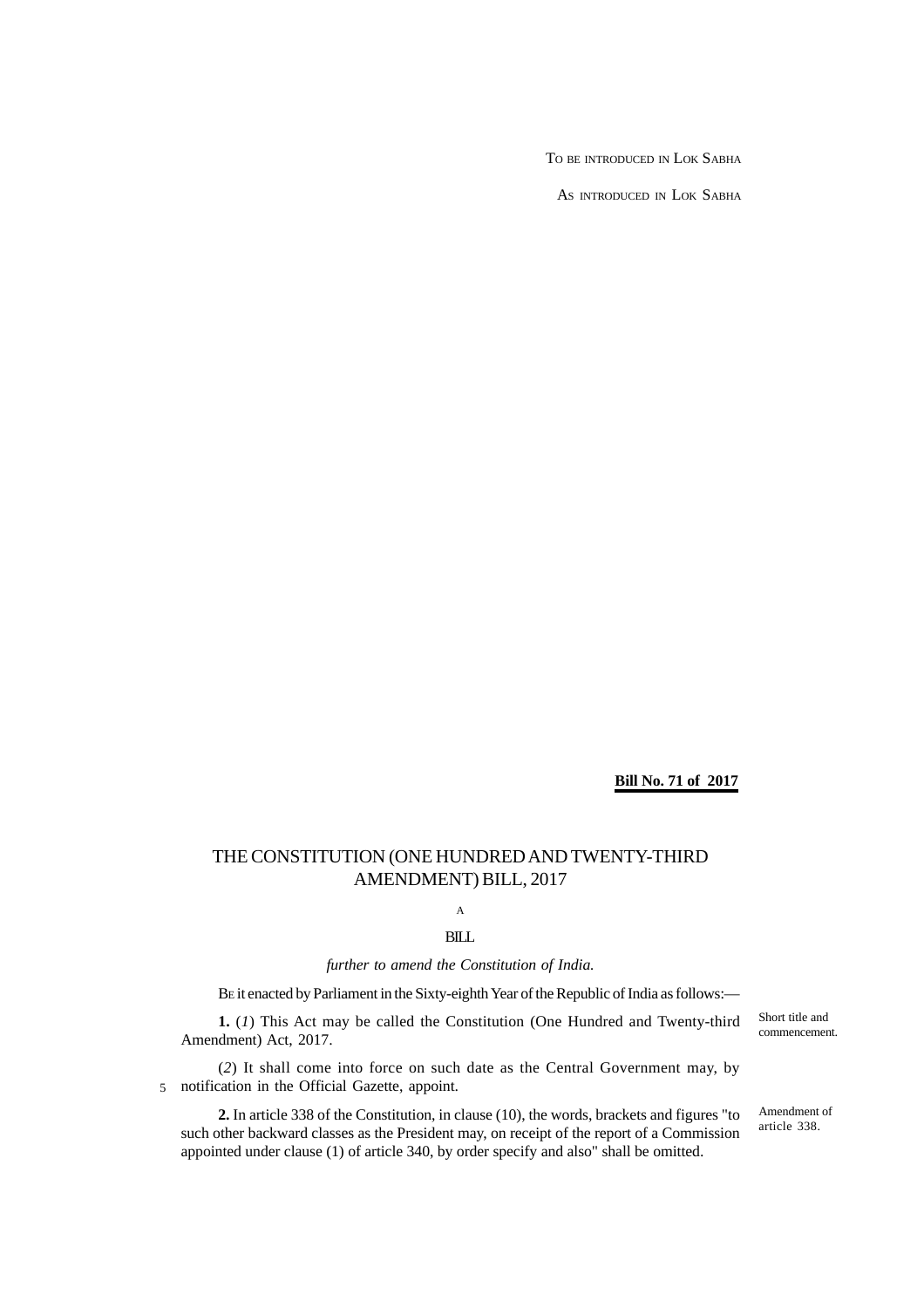TO BE INTRODUCED IN LOK SABHA

AS INTRODUCED IN LOK SABHA

**Bill No. 71 of 2017**

# THE CONSTITUTION (ONE HUNDRED AND TWENTY-THIRD AMENDMENT) BILL, 2017

A

BILL

*further to amend the Constitution of India.*

BE it enacted by Parliament in the Sixty-eighth Year of the Republic of India as follows:—

Short title and commencement.

**1.** (*1*) This Act may be called the Constitution (One Hundred and Twenty-third Amendment) Act, 2017.

(*2*) It shall come into force on such date as the Central Government may, by notification in the Official Gazette, appoint.

Amendment of article 338.

**2.** In article 338 of the Constitution, in clause (10), the words, brackets and figures "to such other backward classes as the President may, on receipt of the report of a Commission appointed under clause (1) of article 340, by order specify and also" shall be omitted.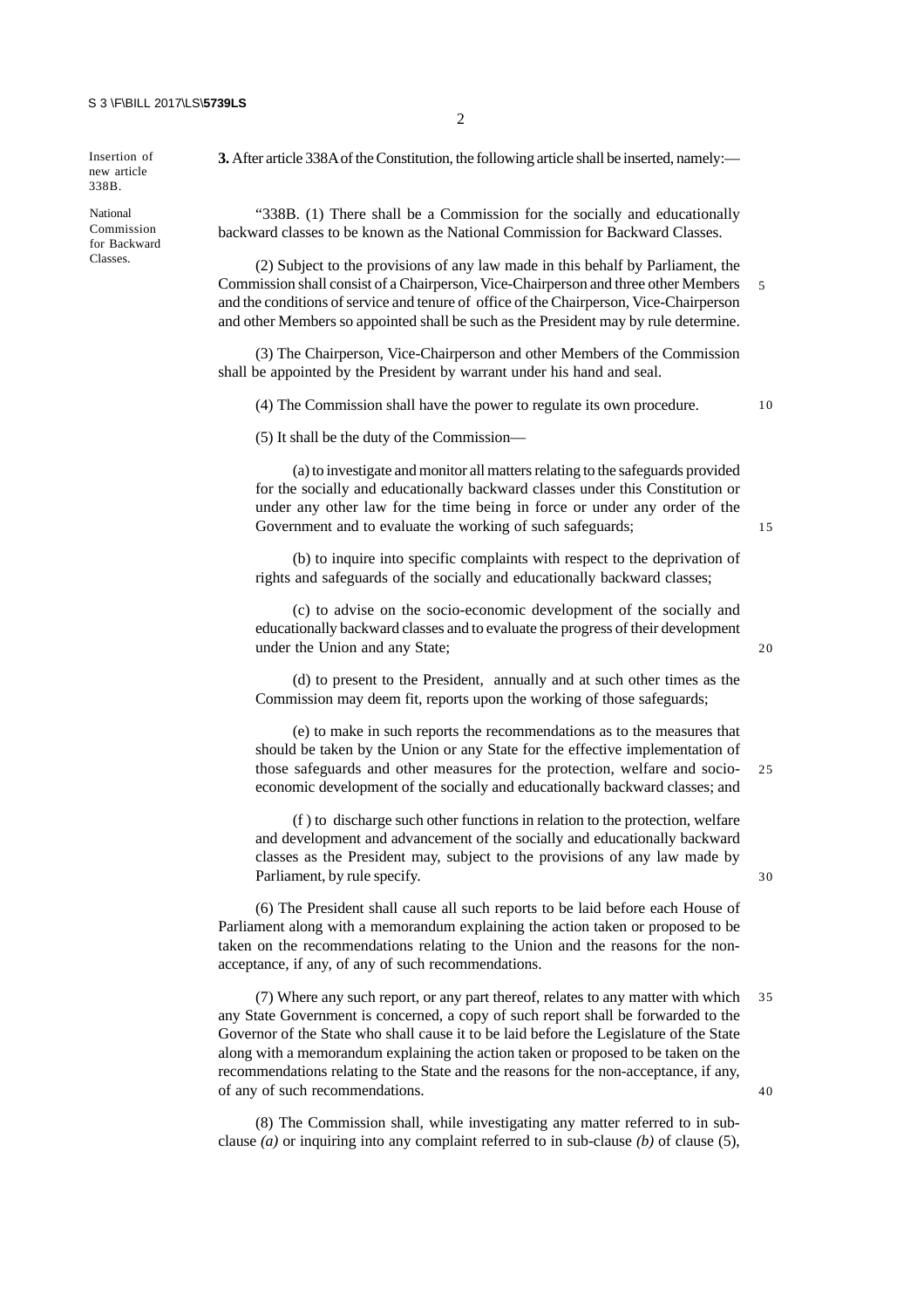Insertion of new article 338B.

**3.** After article 338A of the Constitution, the following article shall be inserted, namely:—

National Commission for Backward Classes.

"338B. (1) There shall be a Commission for the socially and educationally backward classes to be known as the National Commission for Backward Classes.

(2) Subject to the provisions of any law made in this behalf by Parliament, the Commission shall consist of a Chairperson, Vice-Chairperson and three other Members and the conditions of service and tenure of office of the Chairperson, Vice-Chairperson and other Members so appointed shall be such as the President may by rule determine.

(3) The Chairperson, Vice-Chairperson and other Members of the Commission shall be appointed by the President by warrant under his hand and seal.

(4) The Commission shall have the power to regulate its own procedure.

(5) It shall be the duty of the Commission—

(a) to investigate and monitor all matters relating to the safeguards provided for the socially and educationally backward classes under this Constitution or under any other law for the time being in force or under any order of the Government and to evaluate the working of such safeguards;

(b) to inquire into specific complaints with respect to the deprivation of rights and safeguards of the socially and educationally backward classes;

(c) to advise on the socio-economic development of the socially and educationally backward classes and to evaluate the progress of their development under the Union and any State;

(d) to present to the President, annually and at such other times as the Commission may deem fit, reports upon the working of those safeguards;

(e) to make in such reports the recommendations as to the measures that should be taken by the Union or any State for the effective implementation of those safeguards and other measures for the protection, welfare and socio-economic development of the socially and educationally backward classes; and

(f) to discharge such other functions in relation to the protection, welfare and development and advancement of the socially and educationally backward classes as the President may, subject to the provisions of any law made by Parliament, by rule specify.

(6) The President shall cause all such reports to be laid before each House of Parliament along with a memorandum explaining the action taken or proposed to be taken on the recommendations relating to the Union and the reasons for the non-acceptance, if any, of any of such recommendations.

(7) Where any such report, or any part thereof, relates to any matter with which any State Government is concerned, a copy of such report shall be forwarded to the Governor of the State who shall cause it to be laid before the Legislature of the State along with a memorandum explaining the action taken or proposed to be taken on the recommendations relating to the State and the reasons for the non-acceptance, if any, of any of such recommendations.

(8) The Commission shall, while investigating any matter referred to in sub-clause *(a)* or inquiring into any complaint referred to in sub-clause *(b)* of clause (5),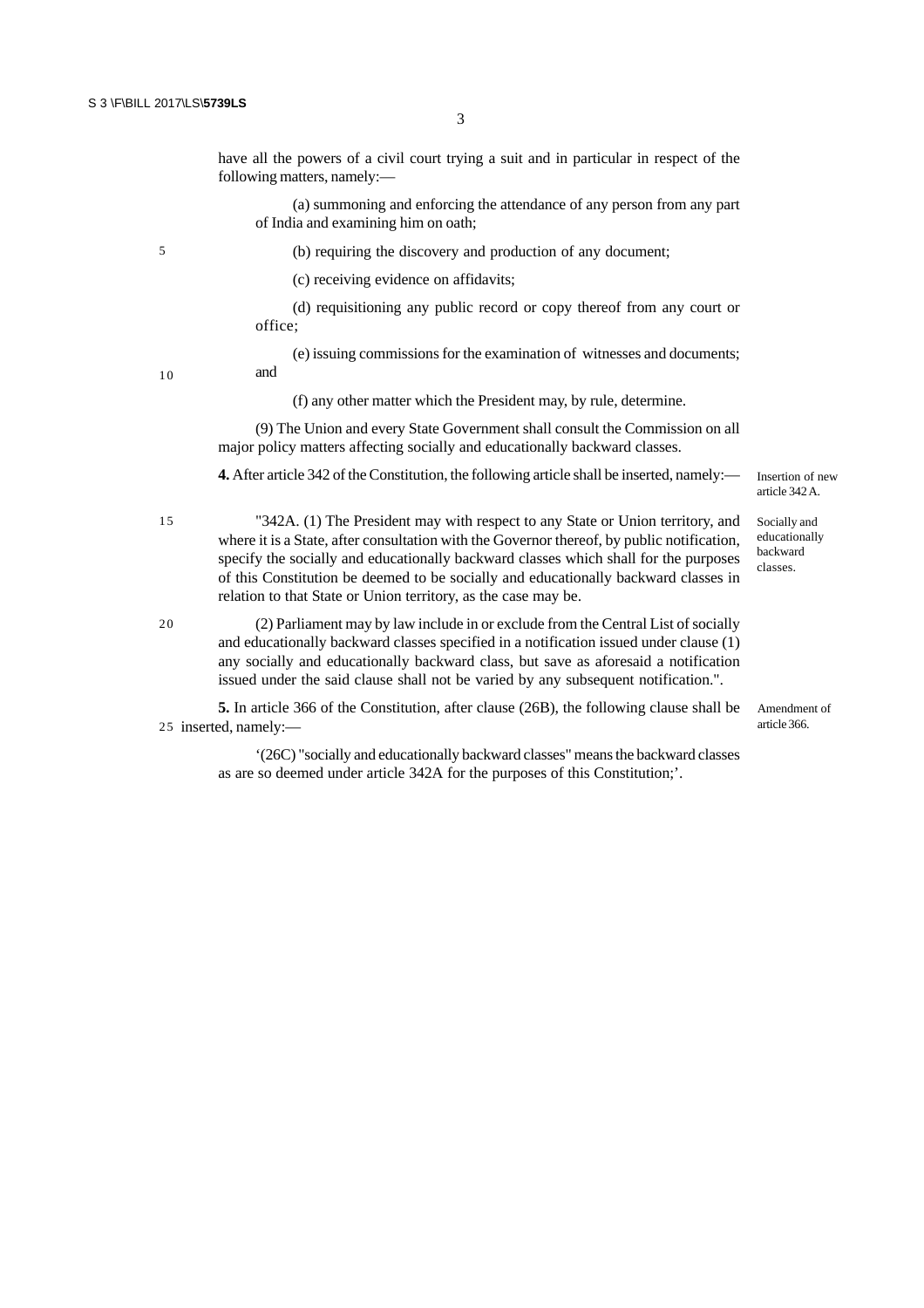have all the powers of a civil court trying a suit and in particular in respect of the following matters, namely:—

(a) summoning and enforcing the attendance of any person from any part of India and examining him on oath;

(b) requiring the discovery and production of any document;

(c) receiving evidence on affidavits;

(d) requisitioning any public record or copy thereof from any court or office;

(e) issuing commissions for the examination of witnesses and documents; and

(f) any other matter which the President may, by rule, determine.

(9) The Union and every State Government shall consult the Commission on all major policy matters affecting socially and educationally backward classes.

*Insertion of new article 342A.*

**4.** After article 342 of the Constitution, the following article shall be inserted, namely:—

*Socially and educationally backward classes.*

"342A. (1) The President may with respect to any State or Union territory, and where it is a State, after consultation with the Governor thereof, by public notification, specify the socially and educationally backward classes which shall for the purposes of this Constitution be deemed to be socially and educationally backward classes in relation to that State or Union territory, as the case may be.

(2) Parliament may by law include in or exclude from the Central List of socially and educationally backward classes specified in a notification issued under clause (1) any socially and educationally backward class, but save as aforesaid a notification issued under the said clause shall not be varied by any subsequent notification.".

*Amendment of article 366.*

**5.** In article 366 of the Constitution, after clause (26B), the following clause shall be inserted, namely:—

'(26C) "socially and educationally backward classes" means the backward classes as are so deemed under article 342A for the purposes of this Constitution;'.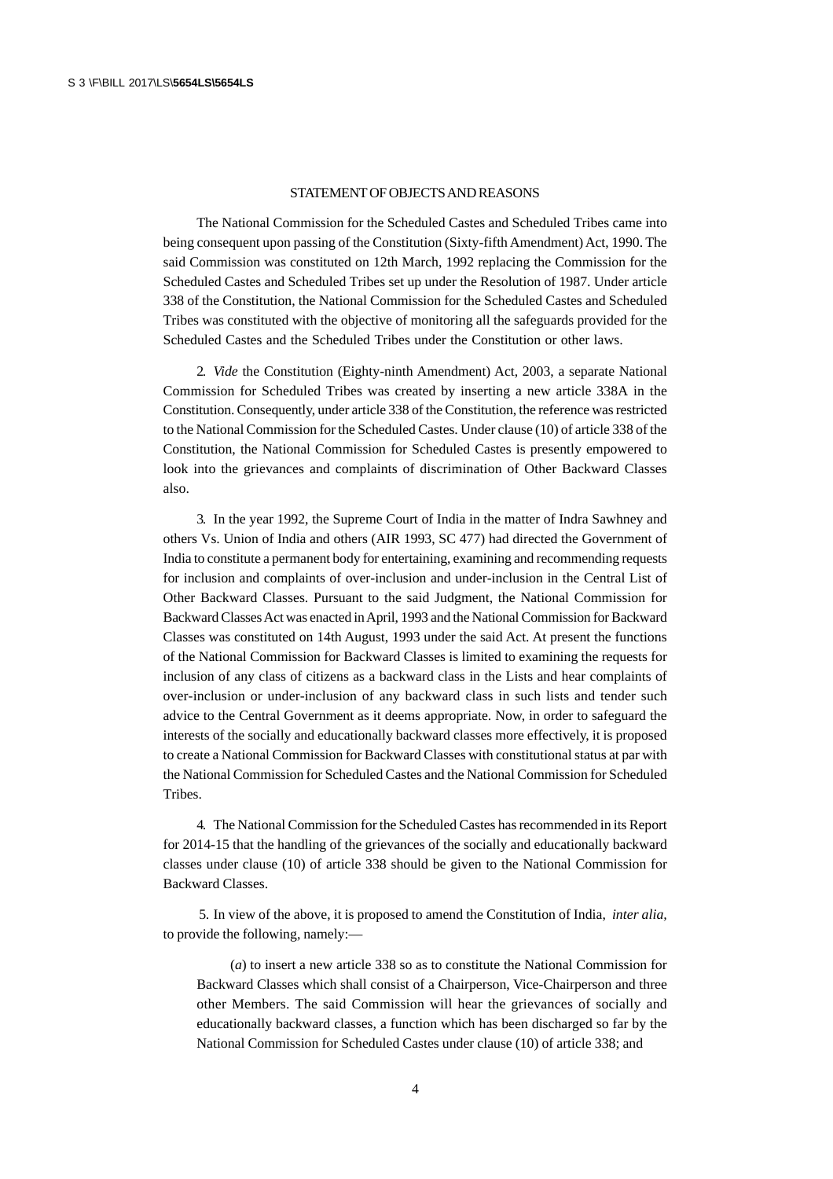## STATEMENT OF OBJECTS AND REASONS

The National Commission for the Scheduled Castes and Scheduled Tribes came into being consequent upon passing of the Constitution (Sixty-fifth Amendment) Act, 1990. The said Commission was constituted on 12th March, 1992 replacing the Commission for the Scheduled Castes and Scheduled Tribes set up under the Resolution of 1987. Under article 338 of the Constitution, the National Commission for the Scheduled Castes and Scheduled Tribes was constituted with the objective of monitoring all the safeguards provided for the Scheduled Castes and the Scheduled Tribes under the Constitution or other laws.

2. *Vide* the Constitution (Eighty-ninth Amendment) Act, 2003, a separate National Commission for Scheduled Tribes was created by inserting a new article 338A in the Constitution. Consequently, under article 338 of the Constitution, the reference was restricted to the National Commission for the Scheduled Castes. Under clause (10) of article 338 of the Constitution, the National Commission for Scheduled Castes is presently empowered to look into the grievances and complaints of discrimination of Other Backward Classes also.

3. In the year 1992, the Supreme Court of India in the matter of Indra Sawhney and others Vs. Union of India and others (AIR 1993, SC 477) had directed the Government of India to constitute a permanent body for entertaining, examining and recommending requests for inclusion and complaints of over-inclusion and under-inclusion in the Central List of Other Backward Classes. Pursuant to the said Judgment, the National Commission for Backward Classes Act was enacted in April, 1993 and the National Commission for Backward Classes was constituted on 14th August, 1993 under the said Act. At present the functions of the National Commission for Backward Classes is limited to examining the requests for inclusion of any class of citizens as a backward class in the Lists and hear complaints of over-inclusion or under-inclusion of any backward class in such lists and tender such advice to the Central Government as it deems appropriate. Now, in order to safeguard the interests of the socially and educationally backward classes more effectively, it is proposed to create a National Commission for Backward Classes with constitutional status at par with the National Commission for Scheduled Castes and the National Commission for Scheduled Tribes.

4. The National Commission for the Scheduled Castes has recommended in its Report for 2014-15 that the handling of the grievances of the socially and educationally backward classes under clause (10) of article 338 should be given to the National Commission for Backward Classes.

5. In view of the above, it is proposed to amend the Constitution of India, *inter alia*, to provide the following, namely:—

(*a*) to insert a new article 338 so as to constitute the National Commission for Backward Classes which shall consist of a Chairperson, Vice-Chairperson and three other Members. The said Commission will hear the grievances of socially and educationally backward classes, a function which has been discharged so far by the National Commission for Scheduled Castes under clause (10) of article 338; and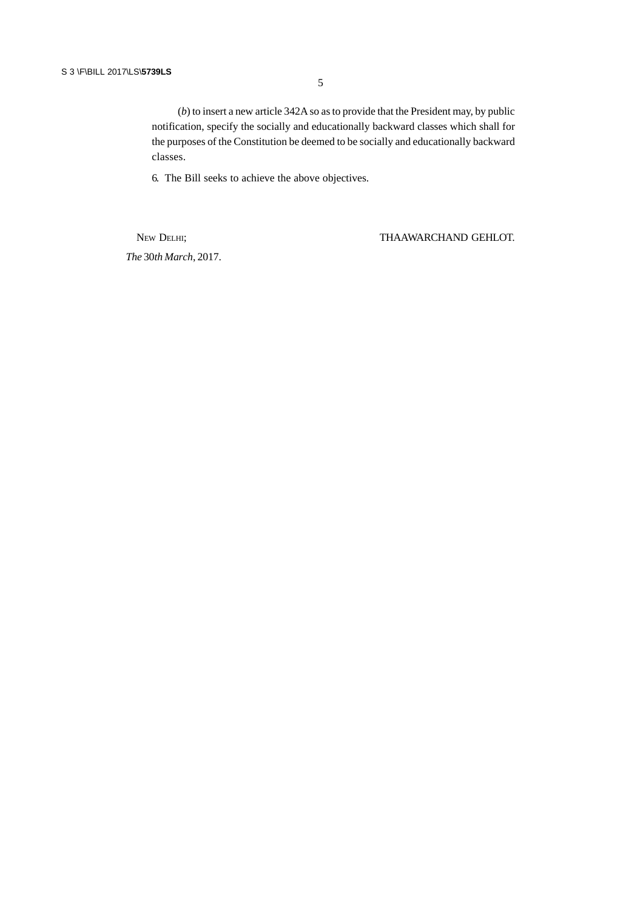(*b*) to insert a new article 342A so as to provide that the President may, by public notification, specify the socially and educationally backward classes which shall for the purposes of the Constitution be deemed to be socially and educationally backward classes.

6. The Bill seeks to achieve the above objectives.

NEW DELHI; THAAWARCHAND GEHLOT.

*The* 30*th March*, 2017.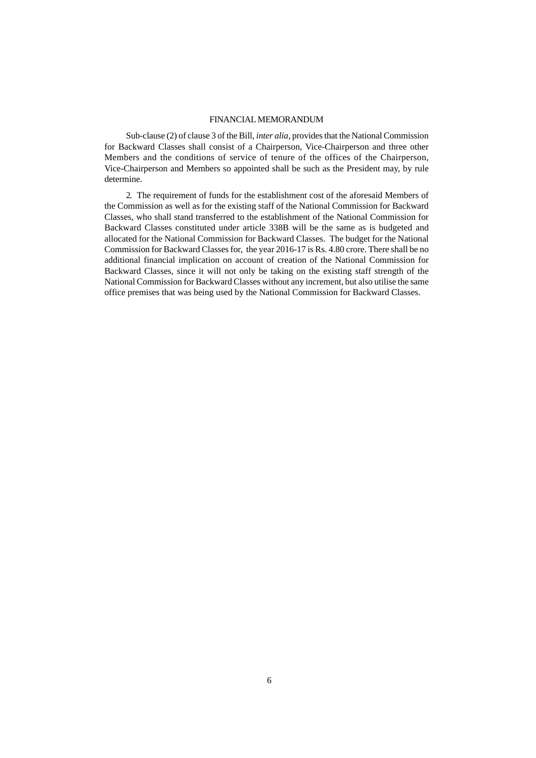## FINANCIAL MEMORANDUM

Sub-clause (2) of clause 3 of the Bill, *inter alia*, provides that the National Commission for Backward Classes shall consist of a Chairperson, Vice-Chairperson and three other Members and the conditions of service of tenure of the offices of the Chairperson, Vice-Chairperson and Members so appointed shall be such as the President may, by rule determine.

2. The requirement of funds for the establishment cost of the aforesaid Members of the Commission as well as for the existing staff of the National Commission for Backward Classes, who shall stand transferred to the establishment of the National Commission for Backward Classes constituted under article 338B will be the same as is budgeted and allocated for the National Commission for Backward Classes. The budget for the National Commission for Backward Classes for, the year 2016-17 is Rs. 4.80 crore. There shall be no additional financial implication on account of creation of the National Commission for Backward Classes, since it will not only be taking on the existing staff strength of the National Commission for Backward Classes without any increment, but also utilise the same office premises that was being used by the National Commission for Backward Classes.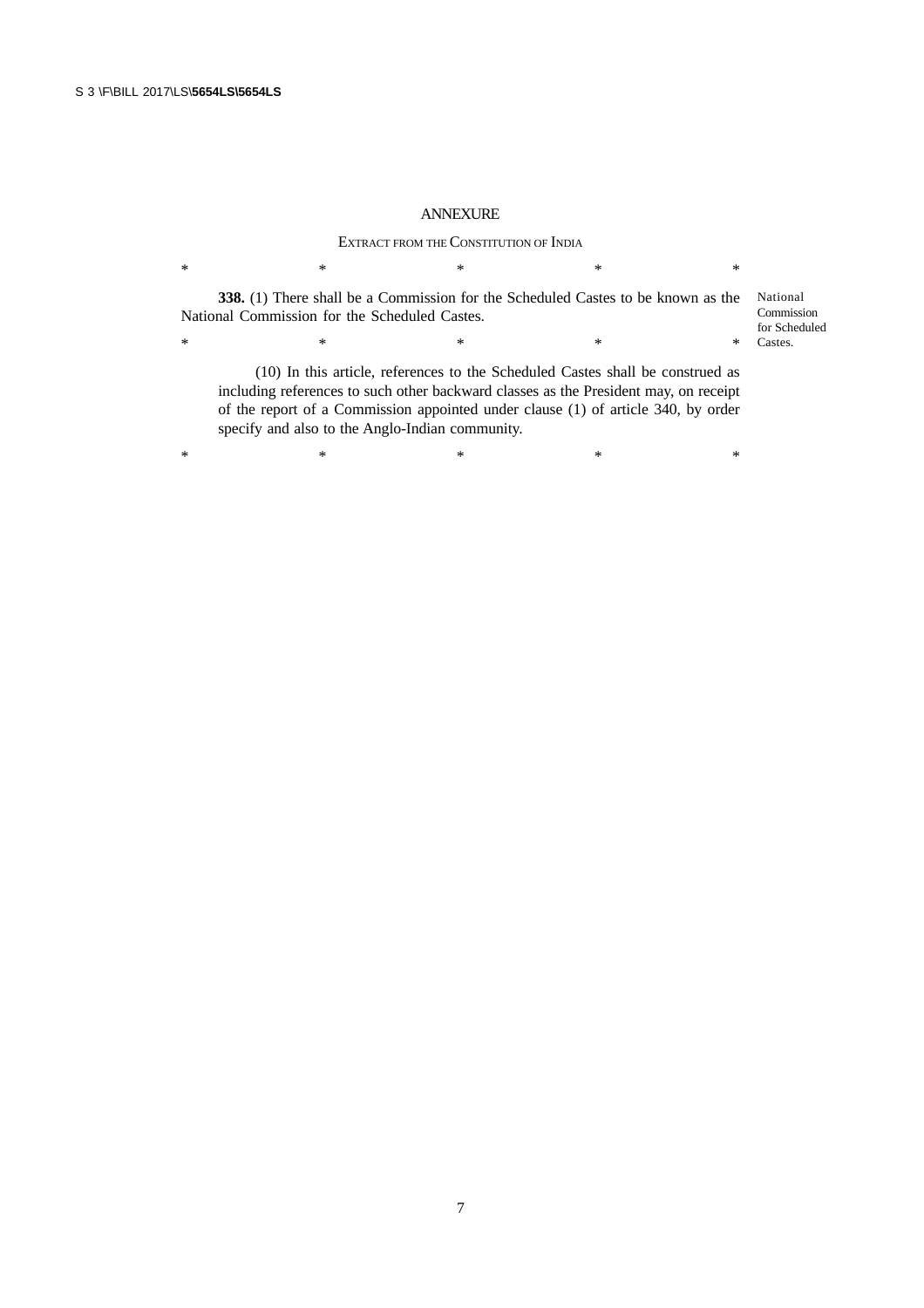## ANNEXURE

EXTRACT FROM THE CONSTITUTION OF INDIA

\* \* \* \* \*

**338.** (1) There shall be a Commission for the Scheduled Castes to be known as the National Commission for the Scheduled Castes.

National Commission for Scheduled Castes.

\* \* \* \* \*

(10) In this article, references to the Scheduled Castes shall be construed as including references to such other backward classes as the President may, on receipt of the report of a Commission appointed under clause (1) of article 340, by order specify and also to the Anglo-Indian community.

\* \* \* \* \*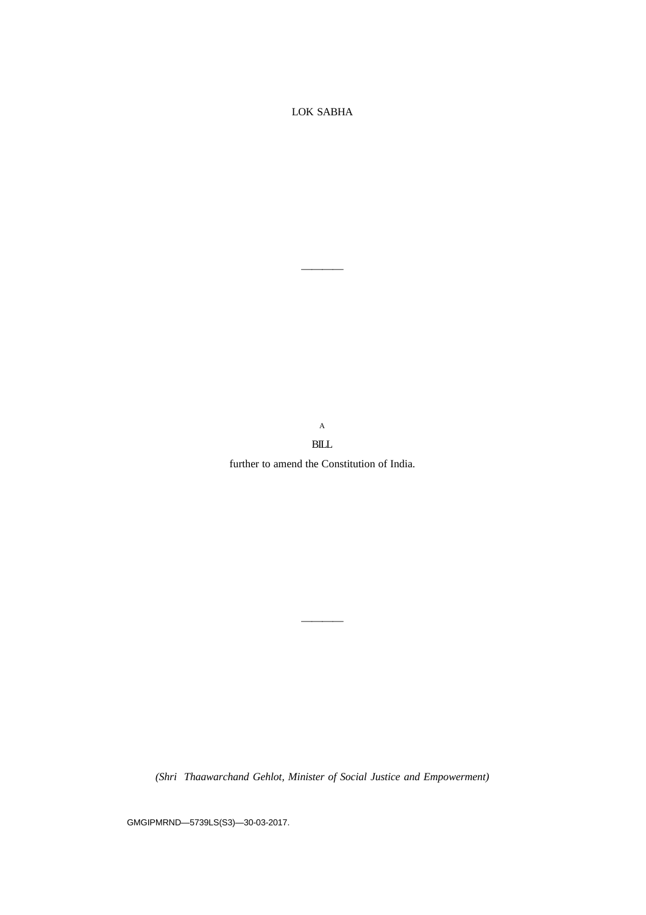LOK SABHA

————

A

BILL

further to amend the Constitution of India.

————

*(Shri Thaawarchand Gehlot, Minister of Social Justice and Empowerment)*

GMGIPMRND—5739LS(S3)—30-03-2017.